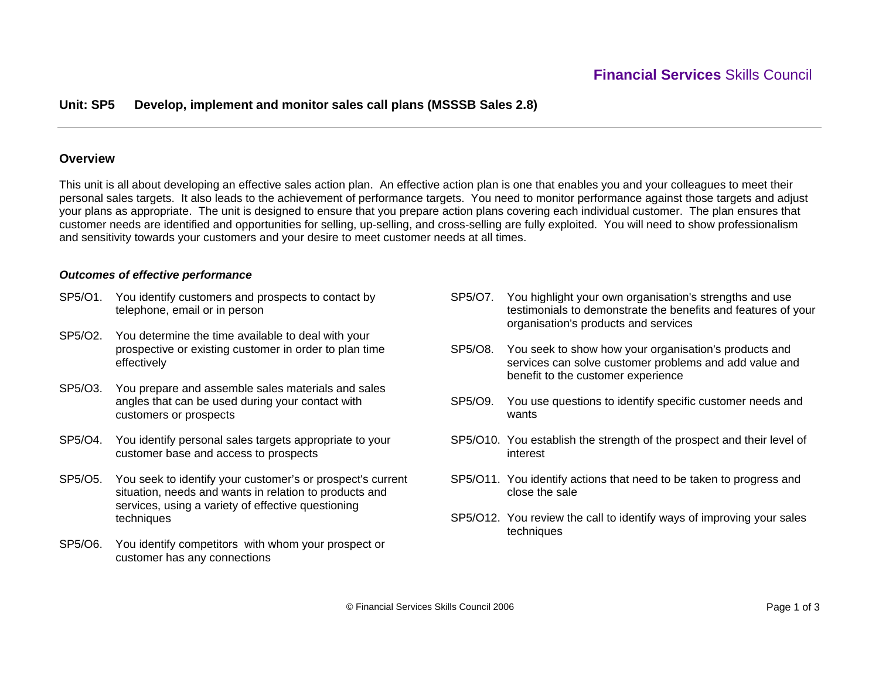Financial Services Skills Council

# Unit: SP5 Develop, implement and monitor sales call plans (MSSSB Sales 2.8)

## Overview

This unit is all about developing an effective sales action plan. An effective action plan is one that enables you and your colleagues to meet their personal sales targets. It also leads to the achievement of performance targets. You need to monitor performance against those targets and adjust your plans as appropriate. The unit is designed to ensure that you prepare action plans covering each individual customer. The plan ensures that customer needs are identified and opportunities for selling, up-selling, and cross-selling are fully exploited. You will need to show professionalism and sensitivity towards your customers and your desire to meet customer needs at all times.

### *Outcomes of effective performance*

SP5/O1. You identify customers and prospects to contact by telephone, email or in person

SP5/O2. You determine the time available to deal with your prospective or existing customer in order to plan time effectively

SP5/O3. You prepare and assemble sales materials and sales angles that can be used during your contact with customers or prospects

SP5/O4. You identify personal sales targets appropriate to your customer base and access to prospects

SP5/O5. You seek to identify your customer's or prospect's current situation, needs and wants in relation to products and services, using a variety of effective questioning techniques

SP5/O6. You identify competitors with whom your prospect or customer has any connections

SP5/O7. You highlight your own organisation's strengths and use testimonials to demonstrate the benefits and features of your organisation's products and services

SP5/O8. You seek to show how your organisation's products and services can solve customer problems and add value and benefit to the customer experience

SP5/O9. You use questions to identify specific customer needs and wants

SP5/O10. You establish the strength of the prospect and their level of interest

SP5/O11. You identify actions that need to be taken to progress and close the sale

SP5/O12. You review the call to identify ways of improving your sales techniques

© Financial Services Skills Council 2006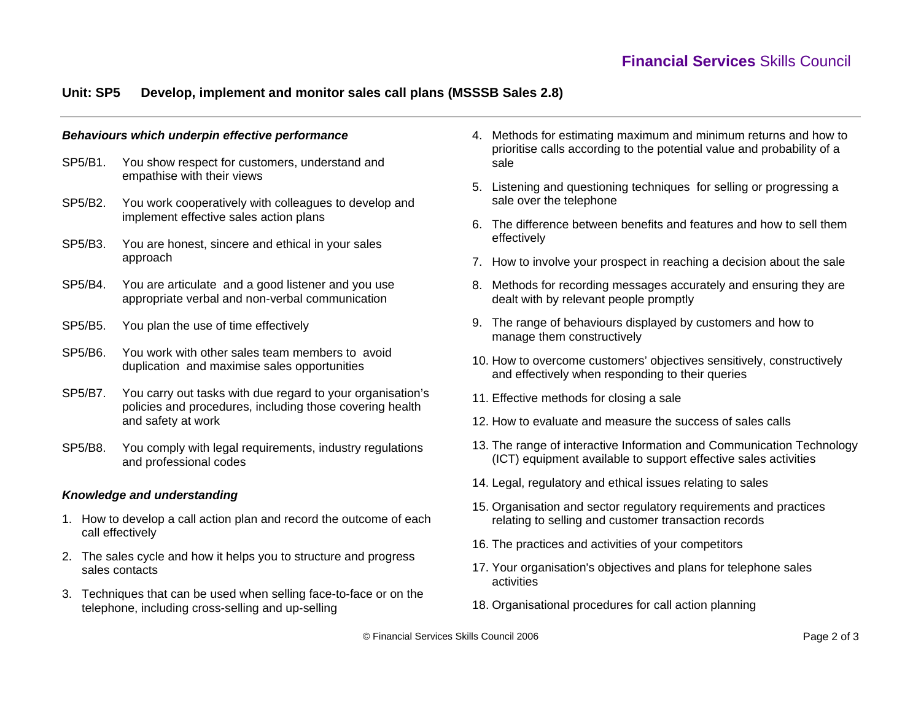## Unit: SP5 Develop, implement and monitor sales call plans (MSSSB Sales 2.8)

### *Behaviours which underpin effective performance*

- SP5/B1. You show respect for customers, understand and empathise with their views
- SP5/B2. You work cooperatively with colleagues to develop and implement effective sales action plans
- SP5/B3. You are honest, sincere and ethical in your sales approach
- SP5/B4. You are articulate and a good listener and you use appropriate verbal and non-verbal communication
- SP5/B5. You plan the use of time effectively
- SP5/B6. You work with other sales team members to avoid duplication and maximise sales opportunities
- SP5/B7. You carry out tasks with due regard to your organisation's policies and procedures, including those covering health and safety at work
- SP5/B8. You comply with legal requirements, industry regulations and professional codes

### *Knowledge and understanding*

1. How to develop a call action plan and record the outcome of each call effectively
2. The sales cycle and how it helps you to structure and progress sales contacts
3. Techniques that can be used when selling face-to-face or on the telephone, including cross-selling and up-selling
4. Methods for estimating maximum and minimum returns and how to prioritise calls according to the potential value and probability of a sale
5. Listening and questioning techniques for selling or progressing a sale over the telephone
6. The difference between benefits and features and how to sell them effectively
7. How to involve your prospect in reaching a decision about the sale
8. Methods for recording messages accurately and ensuring they are dealt with by relevant people promptly
9. The range of behaviours displayed by customers and how to manage them constructively
10. How to overcome customers' objectives sensitively, constructively and effectively when responding to their queries
11. Effective methods for closing a sale
12. How to evaluate and measure the success of sales calls
13. The range of interactive Information and Communication Technology (ICT) equipment available to support effective sales activities
14. Legal, regulatory and ethical issues relating to sales
15. Organisation and sector regulatory requirements and practices relating to selling and customer transaction records
16. The practices and activities of your competitors
17. Your organisation's objectives and plans for telephone sales activities
18. Organisational procedures for call action planning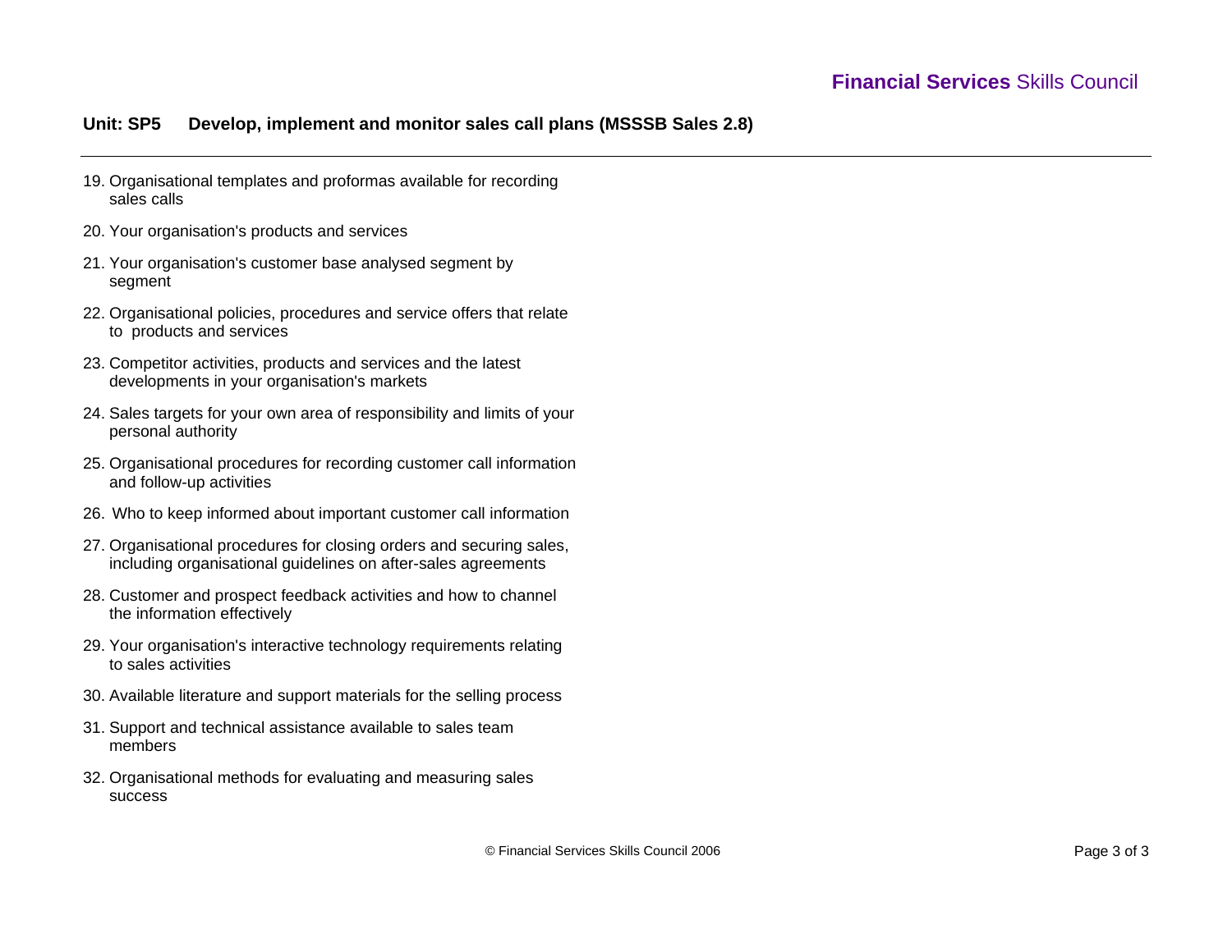19. Organisational templates and proformas available for recording sales calls
20. Your organisation's products and services
21. Your organisation's customer base analysed segment by segment
22. Organisational policies, procedures and service offers that relate to products and services
23. Competitor activities, products and services and the latest developments in your organisation's markets
24. Sales targets for your own area of responsibility and limits of your personal authority
25. Organisational procedures for recording customer call information and follow-up activities
26. Who to keep informed about important customer call information
27. Organisational procedures for closing orders and securing sales, including organisational guidelines on after-sales agreements
28. Customer and prospect feedback activities and how to channel the information effectively
29. Your organisation's interactive technology requirements relating to sales activities
30. Available literature and support materials for the selling process
31. Support and technical assistance available to sales team members
32. Organisational methods for evaluating and measuring sales success